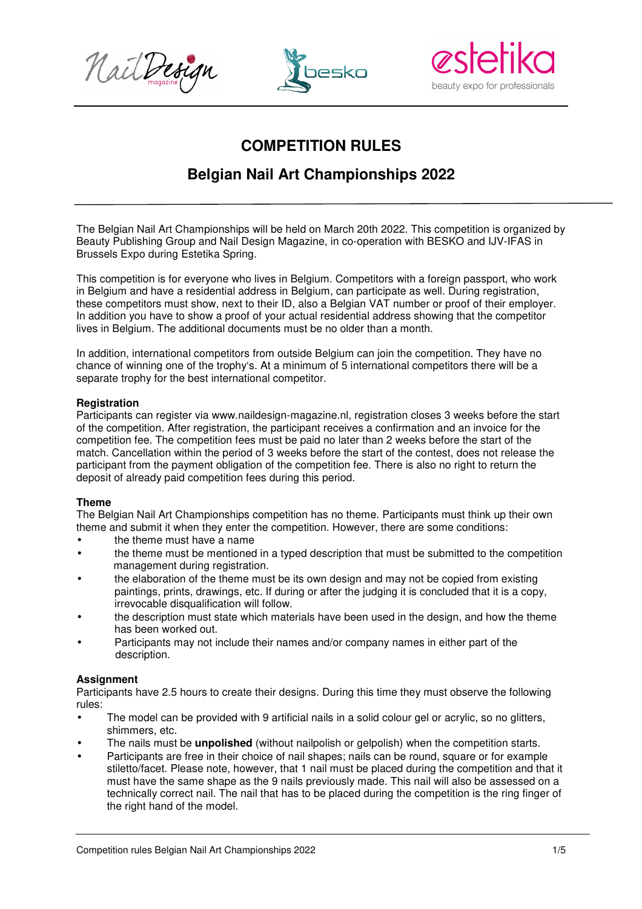# COMPETITION RULES

## Belgian Nail Art Championships 2022

The Belgian Nail Art Championships will be held on March 20th 2022. This competition is organized by Beauty Publishing Group and Nail Design Magazine, in co-operation with BESKO and IJV-IFAS in Brussels Expo during Estetika Spring.

This competition is for everyone who lives in Belgium. Competitors with a foreign passport, who work in Belgium and have a residential address in Belgium, can participate as well. During registration, these competitors must show, next to their ID, also a Belgian VAT number or proof of their employer. In addition you have to show a proof of your actual residential address showing that the competitor lives in Belgium. The additional documents must be no older than a month.

In addition, international competitors from outside Belgium can join the competition. They have no chance of winning one of the trophy's. At a minimum of 5 international competitors there will be a separate trophy for the best international competitor.

**Registration**
Participants can register via www.naildesign-magazine.nl, registration closes 3 weeks before the start of the competition. After registration, the participant receives a confirmation and an invoice for the competition fee. The competition fees must be paid no later than 2 weeks before the start of the match. Cancellation within the period of 3 weeks before the start of the contest, does not release the participant from the payment obligation of the competition fee. There is also no right to return the deposit of already paid competition fees during this period.

**Theme**
The Belgian Nail Art Championships competition has no theme. Participants must think up their own theme and submit it when they enter the competition. However, there are some conditions:

- the theme must have a name
- the theme must be mentioned in a typed description that must be submitted to the competition management during registration.
- the elaboration of the theme must be its own design and may not be copied from existing paintings, prints, drawings, etc. If during or after the judging it is concluded that it is a copy, irrevocable disqualification will follow.
- the description must state which materials have been used in the design, and how the theme has been worked out.
- Participants may not include their names and/or company names in either part of the description.

**Assignment**
Participants have 2.5 hours to create their designs. During this time they must observe the following rules:

- The model can be provided with 9 artificial nails in a solid colour gel or acrylic, so no glitters, shimmers, etc.
- The nails must be **unpolished** (without nailpolish or gelpolish) when the competition starts.
- Participants are free in their choice of nail shapes; nails can be round, square or for example stiletto/facet. Please note, however, that 1 nail must be placed during the competition and that it must have the same shape as the 9 nails previously made. This nail will also be assessed on a technically correct nail. The nail that has to be placed during the competition is the ring finger of the right hand of the model.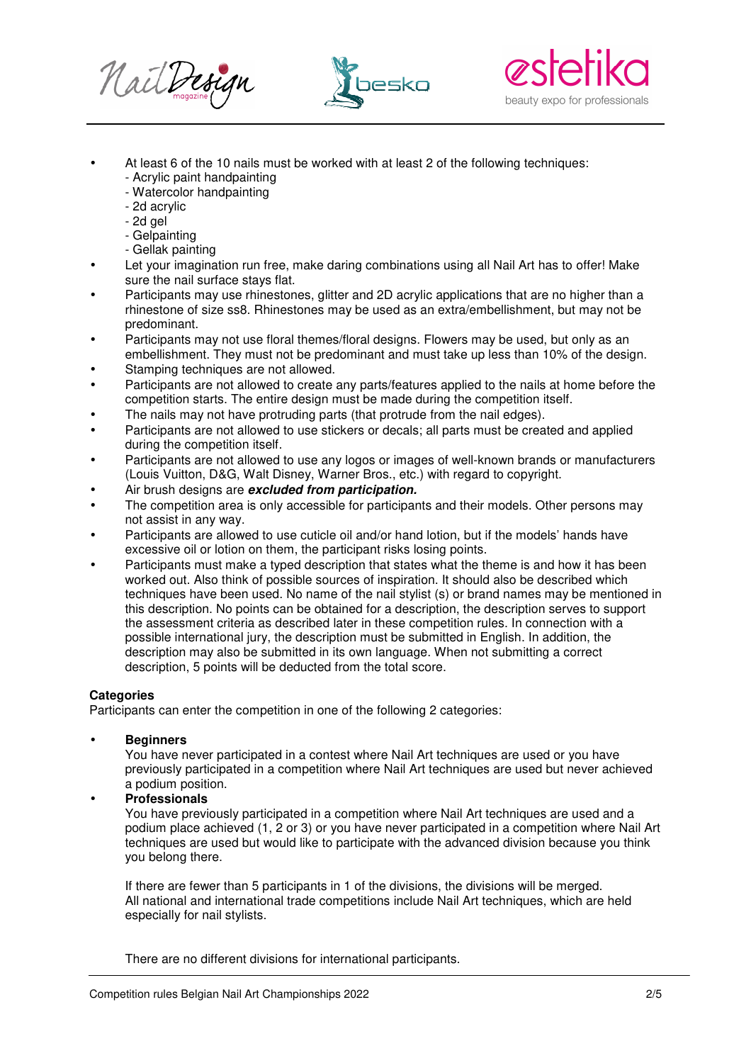- At least 6 of the 10 nails must be worked with at least 2 of the following techniques:
  - Acrylic paint handpainting
  - Watercolor handpainting
  - 2d acrylic
  - 2d gel
  - Gelpainting
  - Gellak painting
- Let your imagination run free, make daring combinations using all Nail Art has to offer! Make sure the nail surface stays flat.
- Participants may use rhinestones, glitter and 2D acrylic applications that are no higher than a rhinestone of size ss8. Rhinestones may be used as an extra/embellishment, but may not be predominant.
- Participants may not use floral themes/floral designs. Flowers may be used, but only as an embellishment. They must not be predominant and must take up less than 10% of the design.
- Stamping techniques are not allowed.
- Participants are not allowed to create any parts/features applied to the nails at home before the competition starts. The entire design must be made during the competition itself.
- The nails may not have protruding parts (that protrude from the nail edges).
- Participants are not allowed to use stickers or decals; all parts must be created and applied during the competition itself.
- Participants are not allowed to use any logos or images of well-known brands or manufacturers (Louis Vuitton, D&G, Walt Disney, Warner Bros., etc.) with regard to copyright.
- Air brush designs are ***excluded from participation.***
- The competition area is only accessible for participants and their models. Other persons may not assist in any way.
- Participants are allowed to use cuticle oil and/or hand lotion, but if the models' hands have excessive oil or lotion on them, the participant risks losing points.
- Participants must make a typed description that states what the theme is and how it has been worked out. Also think of possible sources of inspiration. It should also be described which techniques have been used. No name of the nail stylist (s) or brand names may be mentioned in this description. No points can be obtained for a description, the description serves to support the assessment criteria as described later in these competition rules. In connection with a possible international jury, the description must be submitted in English. In addition, the description may also be submitted in its own language. When not submitting a correct description, 5 points will be deducted from the total score.

**Categories**

Participants can enter the competition in one of the following 2 categories:

- **Beginners**
  You have never participated in a contest where Nail Art techniques are used or you have previously participated in a competition where Nail Art techniques are used but never achieved a podium position.
- **Professionals**
  You have previously participated in a competition where Nail Art techniques are used and a podium place achieved (1, 2 or 3) or you have never participated in a competition where Nail Art techniques are used but would like to participate with the advanced division because you think you belong there.

  If there are fewer than 5 participants in 1 of the divisions, the divisions will be merged. All national and international trade competitions include Nail Art techniques, which are held especially for nail stylists.

  There are no different divisions for international participants.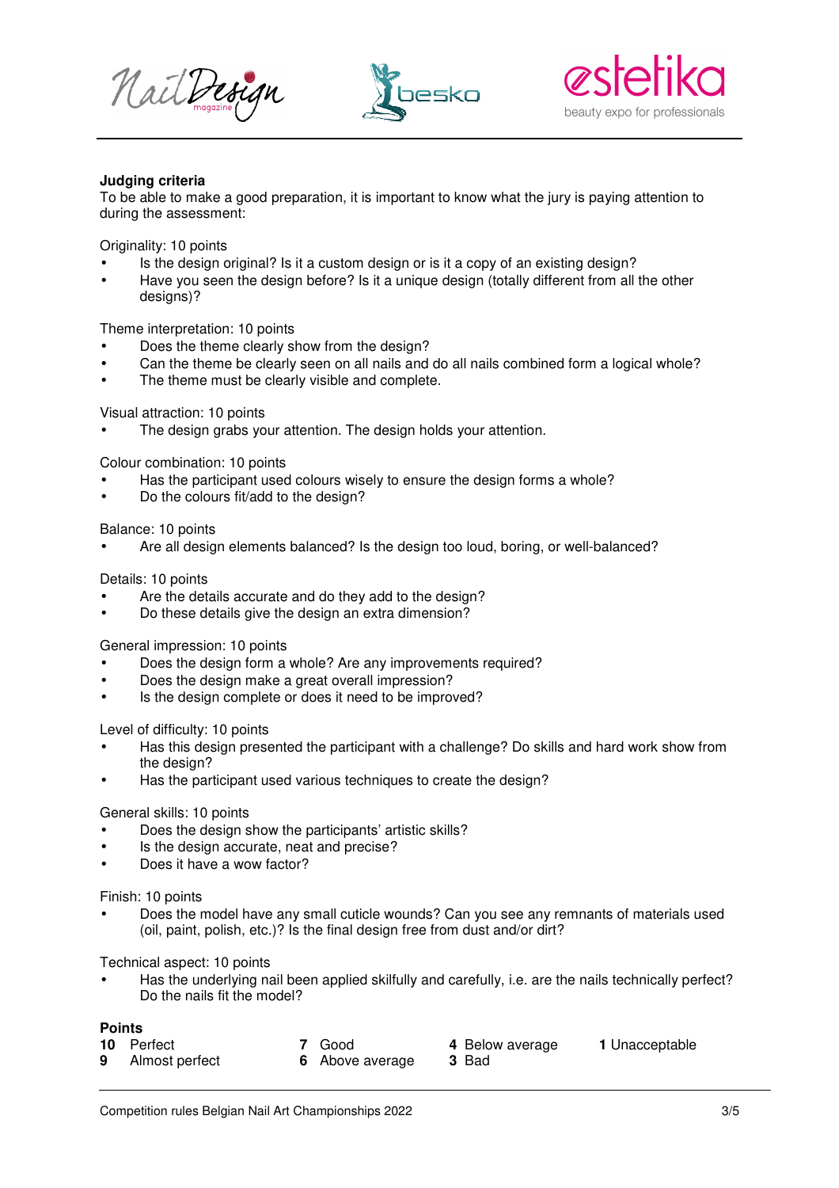**Judging criteria**

To be able to make a good preparation, it is important to know what the jury is paying attention to during the assessment:

Originality: 10 points

- Is the design original? Is it a custom design or is it a copy of an existing design?
- Have you seen the design before? Is it a unique design (totally different from all the other designs)?

Theme interpretation: 10 points

- Does the theme clearly show from the design?
- Can the theme be clearly seen on all nails and do all nails combined form a logical whole?
- The theme must be clearly visible and complete.

Visual attraction: 10 points

- The design grabs your attention. The design holds your attention.

Colour combination: 10 points

- Has the participant used colours wisely to ensure the design forms a whole?
- Do the colours fit/add to the design?

Balance: 10 points

- Are all design elements balanced? Is the design too loud, boring, or well-balanced?

Details: 10 points

- Are the details accurate and do they add to the design?
- Do these details give the design an extra dimension?

General impression: 10 points

- Does the design form a whole? Are any improvements required?
- Does the design make a great overall impression?
- Is the design complete or does it need to be improved?

Level of difficulty: 10 points

- Has this design presented the participant with a challenge? Do skills and hard work show from the design?
- Has the participant used various techniques to create the design?

General skills: 10 points

- Does the design show the participants' artistic skills?
- Is the design accurate, neat and precise?
- Does it have a wow factor?

Finish: 10 points

- Does the model have any small cuticle wounds? Can you see any remnants of materials used (oil, paint, polish, etc.)? Is the final design free from dust and/or dirt?

Technical aspect: 10 points

- Has the underlying nail been applied skilfully and carefully, i.e. are the nails technically perfect? Do the nails fit the model?

**Points**

**10** Perfect
**9** Almost perfect
**7** Good
**6** Above average
**4** Below average
**3** Bad
**1** Unacceptable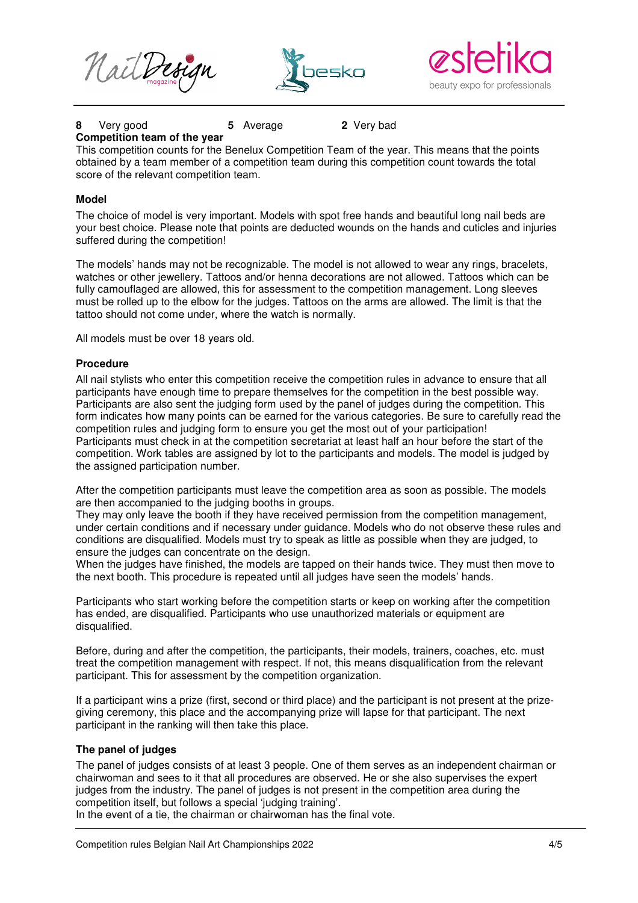**8** Very good **5** Average **2** Very bad

**Competition team of the year**

This competition counts for the Benelux Competition Team of the year. This means that the points obtained by a team member of a competition team during this competition count towards the total score of the relevant competition team.

**Model**

The choice of model is very important. Models with spot free hands and beautiful long nail beds are your best choice. Please note that points are deducted wounds on the hands and cuticles and injuries suffered during the competition!

The models' hands may not be recognizable. The model is not allowed to wear any rings, bracelets, watches or other jewellery. Tattoos and/or henna decorations are not allowed. Tattoos which can be fully camouflaged are allowed, this for assessment to the competition management. Long sleeves must be rolled up to the elbow for the judges. Tattoos on the arms are allowed. The limit is that the tattoo should not come under, where the watch is normally.

All models must be over 18 years old.

**Procedure**

All nail stylists who enter this competition receive the competition rules in advance to ensure that all participants have enough time to prepare themselves for the competition in the best possible way. Participants are also sent the judging form used by the panel of judges during the competition. This form indicates how many points can be earned for the various categories. Be sure to carefully read the competition rules and judging form to ensure you get the most out of your participation!
Participants must check in at the competition secretariat at least half an hour before the start of the competition. Work tables are assigned by lot to the participants and models. The model is judged by the assigned participation number.

After the competition participants must leave the competition area as soon as possible. The models are then accompanied to the judging booths in groups.
They may only leave the booth if they have received permission from the competition management, under certain conditions and if necessary under guidance. Models who do not observe these rules and conditions are disqualified. Models must try to speak as little as possible when they are judged, to ensure the judges can concentrate on the design.
When the judges have finished, the models are tapped on their hands twice. They must then move to the next booth. This procedure is repeated until all judges have seen the models' hands.

Participants who start working before the competition starts or keep on working after the competition has ended, are disqualified. Participants who use unauthorized materials or equipment are disqualified.

Before, during and after the competition, the participants, their models, trainers, coaches, etc. must treat the competition management with respect. If not, this means disqualification from the relevant participant. This for assessment by the competition organization.

If a participant wins a prize (first, second or third place) and the participant is not present at the prize-giving ceremony, this place and the accompanying prize will lapse for that participant. The next participant in the ranking will then take this place.

**The panel of judges**

The panel of judges consists of at least 3 people. One of them serves as an independent chairman or chairwoman and sees to it that all procedures are observed. He or she also supervises the expert judges from the industry. The panel of judges is not present in the competition area during the competition itself, but follows a special 'judging training'.
In the event of a tie, the chairman or chairwoman has the final vote.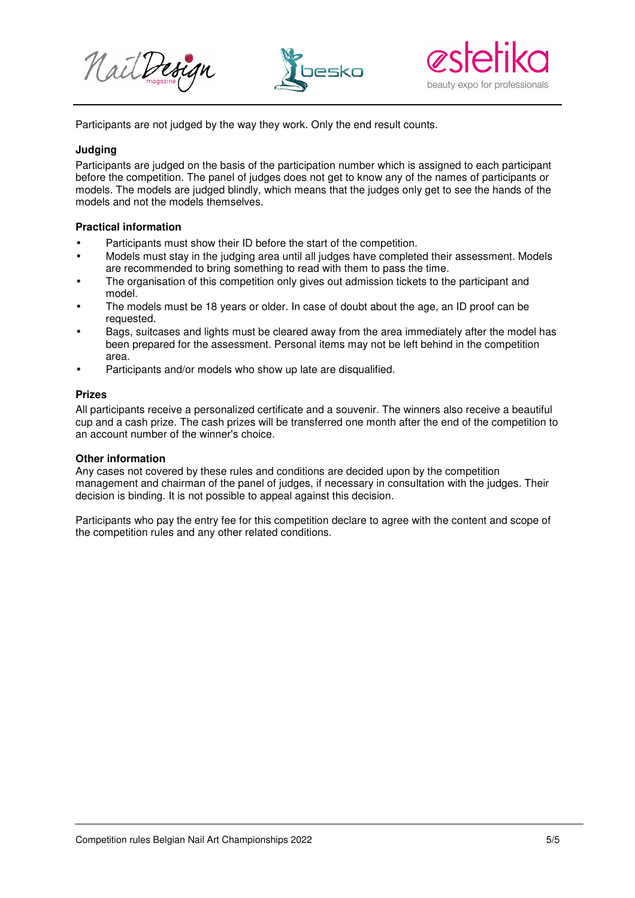Participants are not judged by the way they work. Only the end result counts.

**Judging**

Participants are judged on the basis of the participation number which is assigned to each participant before the competition. The panel of judges does not get to know any of the names of participants or models. The models are judged blindly, which means that the judges only get to see the hands of the models and not the models themselves.

**Practical information**

- Participants must show their ID before the start of the competition.
- Models must stay in the judging area until all judges have completed their assessment. Models are recommended to bring something to read with them to pass the time.
- The organisation of this competition only gives out admission tickets to the participant and model.
- The models must be 18 years or older. In case of doubt about the age, an ID proof can be requested.
- Bags, suitcases and lights must be cleared away from the area immediately after the model has been prepared for the assessment. Personal items may not be left behind in the competition area.
- Participants and/or models who show up late are disqualified.

**Prizes**

All participants receive a personalized certificate and a souvenir. The winners also receive a beautiful cup and a cash prize. The cash prizes will be transferred one month after the end of the competition to an account number of the winner's choice.

**Other information**

Any cases not covered by these rules and conditions are decided upon by the competition management and chairman of the panel of judges, if necessary in consultation with the judges. Their decision is binding. It is not possible to appeal against this decision.

Participants who pay the entry fee for this competition declare to agree with the content and scope of the competition rules and any other related conditions.